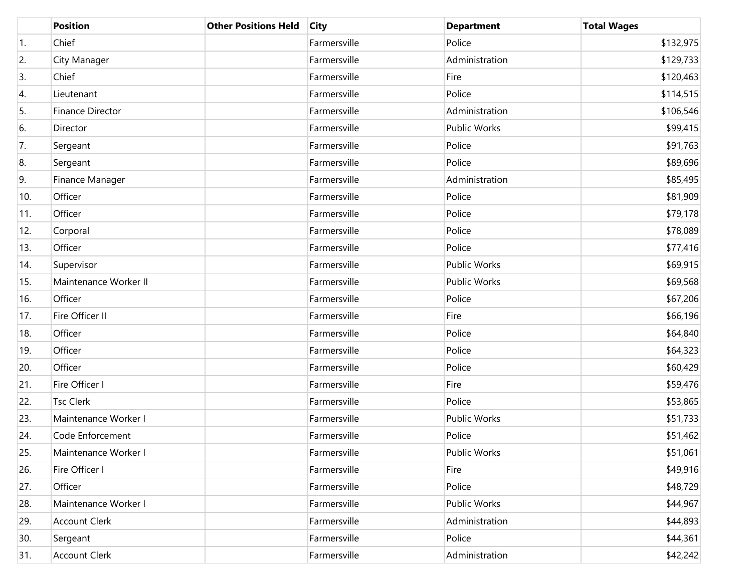| | Position | Other Positions Held | City | Department | Total Wages |
|---|---|---|---|---|---|
| 1. | Chief | | Farmersville | Police | $132,975 |
| 2. | City Manager | | Farmersville | Administration | $129,733 |
| 3. | Chief | | Farmersville | Fire | $120,463 |
| 4. | Lieutenant | | Farmersville | Police | $114,515 |
| 5. | Finance Director | | Farmersville | Administration | $106,546 |
| 6. | Director | | Farmersville | Public Works | $99,415 |
| 7. | Sergeant | | Farmersville | Police | $91,763 |
| 8. | Sergeant | | Farmersville | Police | $89,696 |
| 9. | Finance Manager | | Farmersville | Administration | $85,495 |
| 10. | Officer | | Farmersville | Police | $81,909 |
| 11. | Officer | | Farmersville | Police | $79,178 |
| 12. | Corporal | | Farmersville | Police | $78,089 |
| 13. | Officer | | Farmersville | Police | $77,416 |
| 14. | Supervisor | | Farmersville | Public Works | $69,915 |
| 15. | Maintenance Worker II | | Farmersville | Public Works | $69,568 |
| 16. | Officer | | Farmersville | Police | $67,206 |
| 17. | Fire Officer II | | Farmersville | Fire | $66,196 |
| 18. | Officer | | Farmersville | Police | $64,840 |
| 19. | Officer | | Farmersville | Police | $64,323 |
| 20. | Officer | | Farmersville | Police | $60,429 |
| 21. | Fire Officer I | | Farmersville | Fire | $59,476 |
| 22. | Tsc Clerk | | Farmersville | Police | $53,865 |
| 23. | Maintenance Worker I | | Farmersville | Public Works | $51,733 |
| 24. | Code Enforcement | | Farmersville | Police | $51,462 |
| 25. | Maintenance Worker I | | Farmersville | Public Works | $51,061 |
| 26. | Fire Officer I | | Farmersville | Fire | $49,916 |
| 27. | Officer | | Farmersville | Police | $48,729 |
| 28. | Maintenance Worker I | | Farmersville | Public Works | $44,967 |
| 29. | Account Clerk | | Farmersville | Administration | $44,893 |
| 30. | Sergeant | | Farmersville | Police | $44,361 |
| 31. | Account Clerk | | Farmersville | Administration | $42,242 |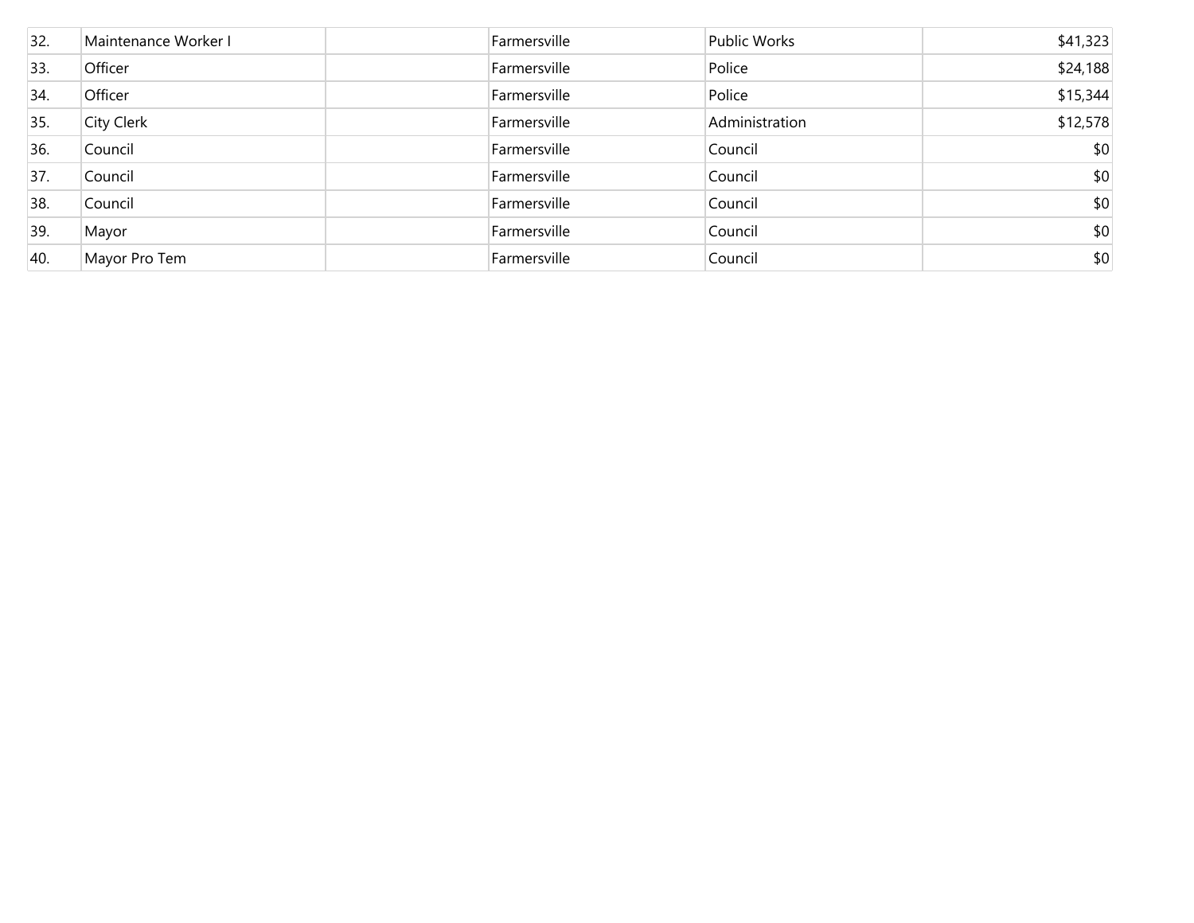| | | | | | |
|---|---|---|---|---|---|
| 32. | Maintenance Worker I | | Farmersville | Public Works | $41,323 |
| 33. | Officer | | Farmersville | Police | $24,188 |
| 34. | Officer | | Farmersville | Police | $15,344 |
| 35. | City Clerk | | Farmersville | Administration | $12,578 |
| 36. | Council | | Farmersville | Council | $0 |
| 37. | Council | | Farmersville | Council | $0 |
| 38. | Council | | Farmersville | Council | $0 |
| 39. | Mayor | | Farmersville | Council | $0 |
| 40. | Mayor Pro Tem | | Farmersville | Council | $0 |